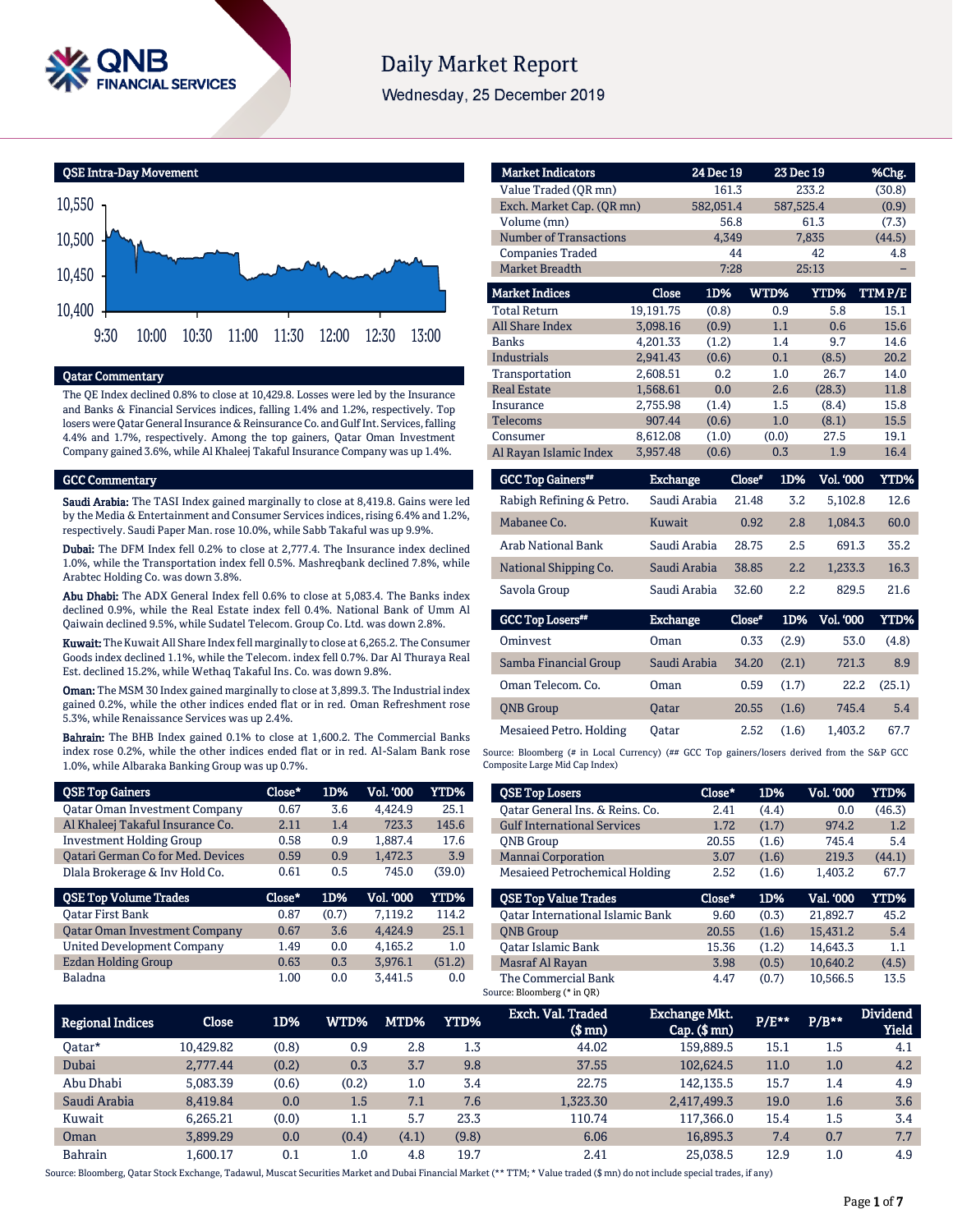# Daily Market Report

Wednesday, 25 December 2019

## QSE Intra-Day Movement

## Qatar Commentary

The QE Index declined 0.8% to close at 10,429.8. Losses were led by the Insurance and Banks & Financial Services indices, falling 1.4% and 1.2%, respectively. Top losers were Qatar General Insurance & Reinsurance Co. and Gulf Int. Services, falling 4.4% and 1.7%, respectively. Among the top gainers, Qatar Oman Investment Company gained 3.6%, while Al Khaleej Takaful Insurance Company was up 1.4%.

## GCC Commentary

**Saudi Arabia:** The TASI Index gained marginally to close at 8,419.8. Gains were led by the Media & Entertainment and Consumer Services indices, rising 6.4% and 1.2%, respectively. Saudi Paper Man. rose 10.0%, while Sabb Takaful was up 9.9%.

**Dubai:** The DFM Index fell 0.2% to close at 2,777.4. The Insurance index declined 1.0%, while the Transportation index fell 0.5%. Mashreqbank declined 7.8%, while Arabtec Holding Co. was down 3.8%.

**Abu Dhabi:** The ADX General Index fell 0.6% to close at 5,083.4. The Banks index declined 0.9%, while the Real Estate index fell 0.4%. National Bank of Umm Al Qaiwain declined 9.5%, while Sudatel Telecom. Group Co. Ltd. was down 2.8%.

**Kuwait:** The Kuwait All Share Index fell marginally to close at 6,265.2. The Consumer Goods index declined 1.1%, while the Telecom. index fell 0.7%. Dar Al Thuraya Real Est. declined 15.2%, while Wethaq Takaful Ins. Co. was down 9.8%.

**Oman:** The MSM 30 Index gained marginally to close at 3,899.3. The Industrial index gained 0.2%, while the other indices ended flat or in red. Oman Refreshment rose 5.3%, while Renaissance Services was up 2.4%.

**Bahrain:** The BHB Index gained 0.1% to close at 1,600.2. The Commercial Banks index rose 0.2%, while the other indices ended flat or in red. Al-Salam Bank rose 1.0%, while Albaraka Banking Group was up 0.7%.

| Market Indicators | 24 Dec 19 | 23 Dec 19 | %Chg. |
|---|---|---|---|
| Value Traded (QR mn) | 161.3 | 233.2 | (30.8) |
| Exch. Market Cap. (QR mn) | 582,051.4 | 587,525.4 | (0.9) |
| Volume (mn) | 56.8 | 61.3 | (7.3) |
| Number of Transactions | 4,349 | 7,835 | (44.5) |
| Companies Traded | 44 | 42 | 4.8 |
| Market Breadth | 7:28 | 25:13 | – |

| Market Indices | Close | 1D% | WTD% | YTD% | TTM P/E |
|---|---|---|---|---|---|
| Total Return | 19,191.75 | (0.8) | 0.9 | 5.8 | 15.1 |
| All Share Index | 3,098.16 | (0.9) | 1.1 | 0.6 | 15.6 |
| Banks | 4,201.33 | (1.2) | 1.4 | 9.7 | 14.6 |
| Industrials | 2,941.43 | (0.6) | 0.1 | (8.5) | 20.2 |
| Transportation | 2,608.51 | 0.2 | 1.0 | 26.7 | 14.0 |
| Real Estate | 1,568.61 | 0.0 | 2.6 | (28.3) | 11.8 |
| Insurance | 2,755.98 | (1.4) | 1.5 | (8.4) | 15.8 |
| Telecoms | 907.44 | (0.6) | 1.0 | (8.1) | 15.5 |
| Consumer | 8,612.08 | (1.0) | (0.0) | 27.5 | 19.1 |
| Al Rayan Islamic Index | 3,957.48 | (0.6) | 0.3 | 1.9 | 16.4 |

| GCC Top Gainers## | Exchange | Close# | 1D% | Vol. '000 | YTD% |
|---|---|---|---|---|---|
| Rabigh Refining & Petro. | Saudi Arabia | 21.48 | 3.2 | 5,102.8 | 12.6 |
| Mabanee Co. | Kuwait | 0.92 | 2.8 | 1,084.3 | 60.0 |
| Arab National Bank | Saudi Arabia | 28.75 | 2.5 | 691.3 | 35.2 |
| National Shipping Co. | Saudi Arabia | 38.85 | 2.2 | 1,233.3 | 16.3 |
| Savola Group | Saudi Arabia | 32.60 | 2.2 | 829.5 | 21.6 |

| GCC Top Losers## | Exchange | Close# | 1D% | Vol. '000 | YTD% |
|---|---|---|---|---|---|
| Ominvest | Oman | 0.33 | (2.9) | 53.0 | (4.8) |
| Samba Financial Group | Saudi Arabia | 34.20 | (2.1) | 721.3 | 8.9 |
| Oman Telecom. Co. | Oman | 0.59 | (1.7) | 22.2 | (25.1) |
| QNB Group | Qatar | 20.55 | (1.6) | 745.4 | 5.4 |
| Mesaieed Petro. Holding | Qatar | 2.52 | (1.6) | 1,403.2 | 67.7 |

Source: Bloomberg (# in Local Currency) (## GCC Top gainers/losers derived from the S&P GCC Composite Large Mid Cap Index)

| QSE Top Gainers | Close* | 1D% | Vol. '000 | YTD% |
|---|---|---|---|---|
| Qatar Oman Investment Company | 0.67 | 3.6 | 4,424.9 | 25.1 |
| Al Khaleej Takaful Insurance Co. | 2.11 | 1.4 | 723.3 | 145.6 |
| Investment Holding Group | 0.58 | 0.9 | 1,887.4 | 17.6 |
| Qatari German Co for Med. Devices | 0.59 | 0.9 | 1,472.3 | 3.9 |
| Dlala Brokerage & Inv Hold Co. | 0.61 | 0.5 | 745.0 | (39.0) |

| QSE Top Volume Trades | Close* | 1D% | Vol. '000 | YTD% |
|---|---|---|---|---|
| Qatar First Bank | 0.87 | (0.7) | 7,119.2 | 114.2 |
| Qatar Oman Investment Company | 0.67 | 3.6 | 4,424.9 | 25.1 |
| United Development Company | 1.49 | 0.0 | 4,165.2 | 1.0 |
| Ezdan Holding Group | 0.63 | 0.3 | 3,976.1 | (51.2) |
| Baladna | 1.00 | 0.0 | 3,441.5 | 0.0 |

| QSE Top Losers | Close* | 1D% | Vol. '000 | YTD% |
|---|---|---|---|---|
| Qatar General Ins. & Reins. Co. | 2.41 | (4.4) | 0.0 | (46.3) |
| Gulf International Services | 1.72 | (1.7) | 974.2 | 1.2 |
| QNB Group | 20.55 | (1.6) | 745.4 | 5.4 |
| Mannai Corporation | 3.07 | (1.6) | 219.3 | (44.1) |
| Mesaieed Petrochemical Holding | 2.52 | (1.6) | 1,403.2 | 67.7 |

| QSE Top Value Trades | Close* | 1D% | Val. '000 | YTD% |
|---|---|---|---|---|
| Qatar International Islamic Bank | 9.60 | (0.3) | 21,892.7 | 45.2 |
| QNB Group | 20.55 | (1.6) | 15,431.2 | 5.4 |
| Qatar Islamic Bank | 15.36 | (1.2) | 14,643.3 | 1.1 |
| Masraf Al Rayan | 3.98 | (0.5) | 10,640.2 | (4.5) |
| The Commercial Bank | 4.47 | (0.7) | 10,566.5 | 13.5 |

Source: Bloomberg (* in QR)

| Regional Indices | Close | 1D% | WTD% | MTD% | YTD% | Exch. Val. Traded ($ mn) | Exchange Mkt. Cap. ($ mn) | P/E** | P/B** | Dividend Yield |
|---|---|---|---|---|---|---|---|---|---|---|
| Qatar* | 10,429.82 | (0.8) | 0.9 | 2.8 | 1.3 | 44.02 | 159,889.5 | 15.1 | 1.5 | 4.1 |
| Dubai | 2,777.44 | (0.2) | 0.3 | 3.7 | 9.8 | 37.55 | 102,624.5 | 11.0 | 1.0 | 4.2 |
| Abu Dhabi | 5,083.39 | (0.6) | (0.2) | 1.0 | 3.4 | 22.75 | 142,135.5 | 15.7 | 1.4 | 4.9 |
| Saudi Arabia | 8,419.84 | 0.0 | 1.5 | 7.1 | 7.6 | 1,323.30 | 2,417,499.3 | 19.0 | 1.6 | 3.6 |
| Kuwait | 6,265.21 | (0.0) | 1.1 | 5.7 | 23.3 | 110.74 | 117,366.0 | 15.4 | 1.5 | 3.4 |
| Oman | 3,899.29 | 0.0 | (0.4) | (4.1) | (9.8) | 6.06 | 16,895.3 | 7.4 | 0.7 | 7.7 |
| Bahrain | 1,600.17 | 0.1 | 1.0 | 4.8 | 19.7 | 2.41 | 25,038.5 | 12.9 | 1.0 | 4.9 |

Source: Bloomberg, Qatar Stock Exchange, Tadawul, Muscat Securities Market and Dubai Financial Market (** TTM; * Value traded ($ mn) do not include special trades, if any)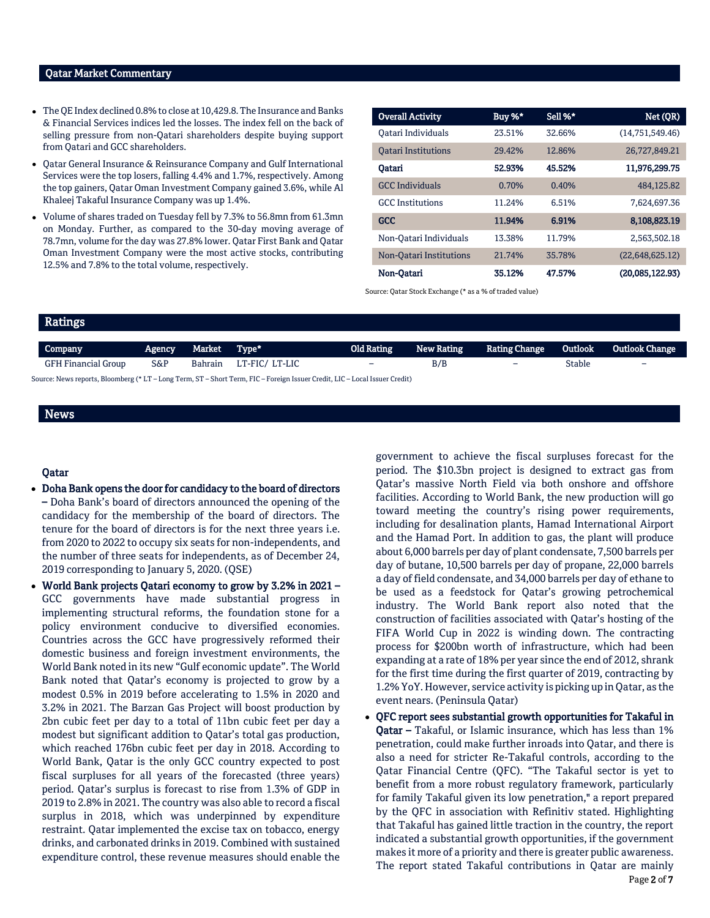## Qatar Market Commentary

- The QE Index declined 0.8% to close at 10,429.8. The Insurance and Banks & Financial Services indices led the losses. The index fell on the back of selling pressure from non-Qatari shareholders despite buying support from Qatari and GCC shareholders.
- Qatar General Insurance & Reinsurance Company and Gulf International Services were the top losers, falling 4.4% and 1.7%, respectively. Among the top gainers, Qatar Oman Investment Company gained 3.6%, while Al Khaleej Takaful Insurance Company was up 1.4%.
- Volume of shares traded on Tuesday fell by 7.3% to 56.8mn from 61.3mn on Monday. Further, as compared to the 30-day moving average of 78.7mn, volume for the day was 27.8% lower. Qatar First Bank and Qatar Oman Investment Company were the most active stocks, contributing 12.5% and 7.8% to the total volume, respectively.

| Overall Activity | Buy %* | Sell %* | Net (QR) |
|---|---|---|---|
| Qatari Individuals | 23.51% | 32.66% | (14,751,549.46) |
| Qatari Institutions | 29.42% | 12.86% | 26,727,849.21 |
| **Qatari** | **52.93%** | **45.52%** | **11,976,299.75** |
| GCC Individuals | 0.70% | 0.40% | 484,125.82 |
| GCC Institutions | 11.24% | 6.51% | 7,624,697.36 |
| **GCC** | **11.94%** | **6.91%** | **8,108,823.19** |
| Non-Qatari Individuals | 13.38% | 11.79% | 2,563,502.18 |
| Non-Qatari Institutions | 21.74% | 35.78% | (22,648,625.12) |
| **Non-Qatari** | **35.12%** | **47.57%** | **(20,085,122.93)** |

Source: Qatar Stock Exchange (* as a % of traded value)

## Ratings

| Company | Agency | Market | Type* | Old Rating | New Rating | Rating Change | Outlook | Outlook Change |
|---|---|---|---|---|---|---|---|---|
| GFH Financial Group | S&P | Bahrain | LT-FIC/ LT-LIC | – | B/B | – | Stable | – |

Source: News reports, Bloomberg (* LT – Long Term, ST – Short Term, FIC – Foreign Issuer Credit, LIC – Local Issuer Credit)

## News

### Qatar

- **Doha Bank opens the door for candidacy to the board of directors –** Doha Bank's board of directors announced the opening of the candidacy for the membership of the board of directors. The tenure for the board of directors is for the next three years i.e. from 2020 to 2022 to occupy six seats for non-independents, and the number of three seats for independents, as of December 24, 2019 corresponding to January 5, 2020. (QSE)
- **World Bank projects Qatari economy to grow by 3.2% in 2021 –** GCC governments have made substantial progress in implementing structural reforms, the foundation stone for a policy environment conducive to diversified economies. Countries across the GCC have progressively reformed their domestic business and foreign investment environments, the World Bank noted in its new "Gulf economic update". The World Bank noted that Qatar's economy is projected to grow by a modest 0.5% in 2019 before accelerating to 1.5% in 2020 and 3.2% in 2021. The Barzan Gas Project will boost production by 2bn cubic feet per day to a total of 11bn cubic feet per day a modest but significant addition to Qatar's total gas production, which reached 176bn cubic feet per day in 2018. According to World Bank, Qatar is the only GCC country expected to post fiscal surpluses for all years of the forecasted (three years) period. Qatar's surplus is forecast to rise from 1.3% of GDP in 2019 to 2.8% in 2021. The country was also able to record a fiscal surplus in 2018, which was underpinned by expenditure restraint. Qatar implemented the excise tax on tobacco, energy drinks, and carbonated drinks in 2019. Combined with sustained expenditure control, these revenue measures should enable the government to achieve the fiscal surpluses forecast for the period. The $10.3bn project is designed to extract gas from Qatar's massive North Field via both onshore and offshore facilities. According to World Bank, the new production will go toward meeting the country's rising power requirements, including for desalination plants, Hamad International Airport and the Hamad Port. In addition to gas, the plant will produce about 6,000 barrels per day of plant condensate, 7,500 barrels per day of butane, 10,500 barrels per day of propane, 22,000 barrels a day of field condensate, and 34,000 barrels per day of ethane to be used as a feedstock for Qatar's growing petrochemical industry. The World Bank report also noted that the construction of facilities associated with Qatar's hosting of the FIFA World Cup in 2022 is winding down. The contracting process for $200bn worth of infrastructure, which had been expanding at a rate of 18% per year since the end of 2012, shrank for the first time during the first quarter of 2019, contracting by 1.2% YoY. However, service activity is picking up in Qatar, as the event nears. (Peninsula Qatar)
- **QFC report sees substantial growth opportunities for Takaful in Qatar –** Takaful, or Islamic insurance, which has less than 1% penetration, could make further inroads into Qatar, and there is also a need for stricter Re-Takaful controls, according to the Qatar Financial Centre (QFC). "The Takaful sector is yet to benefit from a more robust regulatory framework, particularly for family Takaful given its low penetration," a report prepared by the QFC in association with Refinitiv stated. Highlighting that Takaful has gained little traction in the country, the report indicated a substantial growth opportunities, if the government makes it more of a priority and there is greater public awareness. The report stated Takaful contributions in Qatar are mainly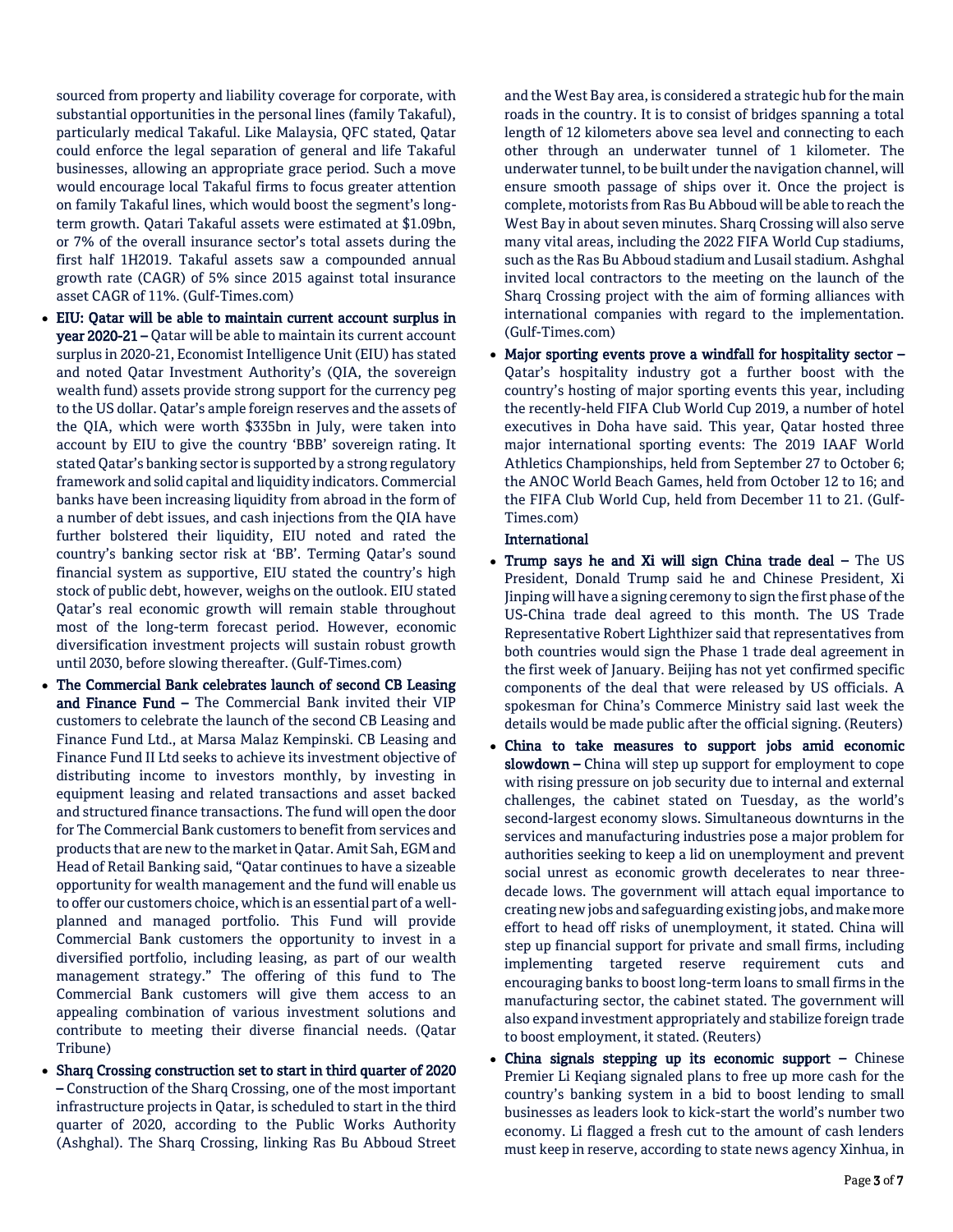sourced from property and liability coverage for corporate, with substantial opportunities in the personal lines (family Takaful), particularly medical Takaful. Like Malaysia, QFC stated, Qatar could enforce the legal separation of general and life Takaful businesses, allowing an appropriate grace period. Such a move would encourage local Takaful firms to focus greater attention on family Takaful lines, which would boost the segment's long-term growth. Qatari Takaful assets were estimated at $1.09bn, or 7% of the overall insurance sector's total assets during the first half 1H2019. Takaful assets saw a compounded annual growth rate (CAGR) of 5% since 2015 against total insurance asset CAGR of 11%. (Gulf-Times.com)

- **EIU: Qatar will be able to maintain current account surplus in year 2020-21 –** Qatar will be able to maintain its current account surplus in 2020-21, Economist Intelligence Unit (EIU) has stated and noted Qatar Investment Authority's (QIA, the sovereign wealth fund) assets provide strong support for the currency peg to the US dollar. Qatar's ample foreign reserves and the assets of the QIA, which were worth $335bn in July, were taken into account by EIU to give the country 'BBB' sovereign rating. It stated Qatar's banking sector is supported by a strong regulatory framework and solid capital and liquidity indicators. Commercial banks have been increasing liquidity from abroad in the form of a number of debt issues, and cash injections from the QIA have further bolstered their liquidity, EIU noted and rated the country's banking sector risk at 'BB'. Terming Qatar's sound financial system as supportive, EIU stated the country's high stock of public debt, however, weighs on the outlook. EIU stated Qatar's real economic growth will remain stable throughout most of the long-term forecast period. However, economic diversification investment projects will sustain robust growth until 2030, before slowing thereafter. (Gulf-Times.com)
- **The Commercial Bank celebrates launch of second CB Leasing and Finance Fund –** The Commercial Bank invited their VIP customers to celebrate the launch of the second CB Leasing and Finance Fund Ltd., at Marsa Malaz Kempinski. CB Leasing and Finance Fund II Ltd seeks to achieve its investment objective of distributing income to investors monthly, by investing in equipment leasing and related transactions and asset backed and structured finance transactions. The fund will open the door for The Commercial Bank customers to benefit from services and products that are new to the market in Qatar. Amit Sah, EGM and Head of Retail Banking said, "Qatar continues to have a sizeable opportunity for wealth management and the fund will enable us to offer our customers choice, which is an essential part of a well-planned and managed portfolio. This Fund will provide Commercial Bank customers the opportunity to invest in a diversified portfolio, including leasing, as part of our wealth management strategy." The offering of this fund to The Commercial Bank customers will give them access to an appealing combination of various investment solutions and contribute to meeting their diverse financial needs. (Qatar Tribune)
- **Sharq Crossing construction set to start in third quarter of 2020 –** Construction of the Sharq Crossing, one of the most important infrastructure projects in Qatar, is scheduled to start in the third quarter of 2020, according to the Public Works Authority (Ashghal). The Sharq Crossing, linking Ras Bu Abboud Street and the West Bay area, is considered a strategic hub for the main roads in the country. It is to consist of bridges spanning a total length of 12 kilometers above sea level and connecting to each other through an underwater tunnel of 1 kilometer. The underwater tunnel, to be built under the navigation channel, will ensure smooth passage of ships over it. Once the project is complete, motorists from Ras Bu Abboud will be able to reach the West Bay in about seven minutes. Sharq Crossing will also serve many vital areas, including the 2022 FIFA World Cup stadiums, such as the Ras Bu Abboud stadium and Lusail stadium. Ashghal invited local contractors to the meeting on the launch of the Sharq Crossing project with the aim of forming alliances with international companies with regard to the implementation. (Gulf-Times.com)
- **Major sporting events prove a windfall for hospitality sector –** Qatar's hospitality industry got a further boost with the country's hosting of major sporting events this year, including the recently-held FIFA Club World Cup 2019, a number of hotel executives in Doha have said. This year, Qatar hosted three major international sporting events: The 2019 IAAF World Athletics Championships, held from September 27 to October 6; the ANOC World Beach Games, held from October 12 to 16; and the FIFA Club World Cup, held from December 11 to 21. (Gulf-Times.com)

**International**

- **Trump says he and Xi will sign China trade deal –** The US President, Donald Trump said he and Chinese President, Xi Jinping will have a signing ceremony to sign the first phase of the US-China trade deal agreed to this month. The US Trade Representative Robert Lighthizer said that representatives from both countries would sign the Phase 1 trade deal agreement in the first week of January. Beijing has not yet confirmed specific components of the deal that were released by US officials. A spokesman for China's Commerce Ministry said last week the details would be made public after the official signing. (Reuters)
- **China to take measures to support jobs amid economic slowdown –** China will step up support for employment to cope with rising pressure on job security due to internal and external challenges, the cabinet stated on Tuesday, as the world's second-largest economy slows. Simultaneous downturns in the services and manufacturing industries pose a major problem for authorities seeking to keep a lid on unemployment and prevent social unrest as economic growth decelerates to near three-decade lows. The government will attach equal importance to creating new jobs and safeguarding existing jobs, and make more effort to head off risks of unemployment, it stated. China will step up financial support for private and small firms, including implementing targeted reserve requirement cuts and encouraging banks to boost long-term loans to small firms in the manufacturing sector, the cabinet stated. The government will also expand investment appropriately and stabilize foreign trade to boost employment, it stated. (Reuters)
- **China signals stepping up its economic support –** Chinese Premier Li Keqiang signaled plans to free up more cash for the country's banking system in a bid to boost lending to small businesses as leaders look to kick-start the world's number two economy. Li flagged a fresh cut to the amount of cash lenders must keep in reserve, according to state news agency Xinhua, in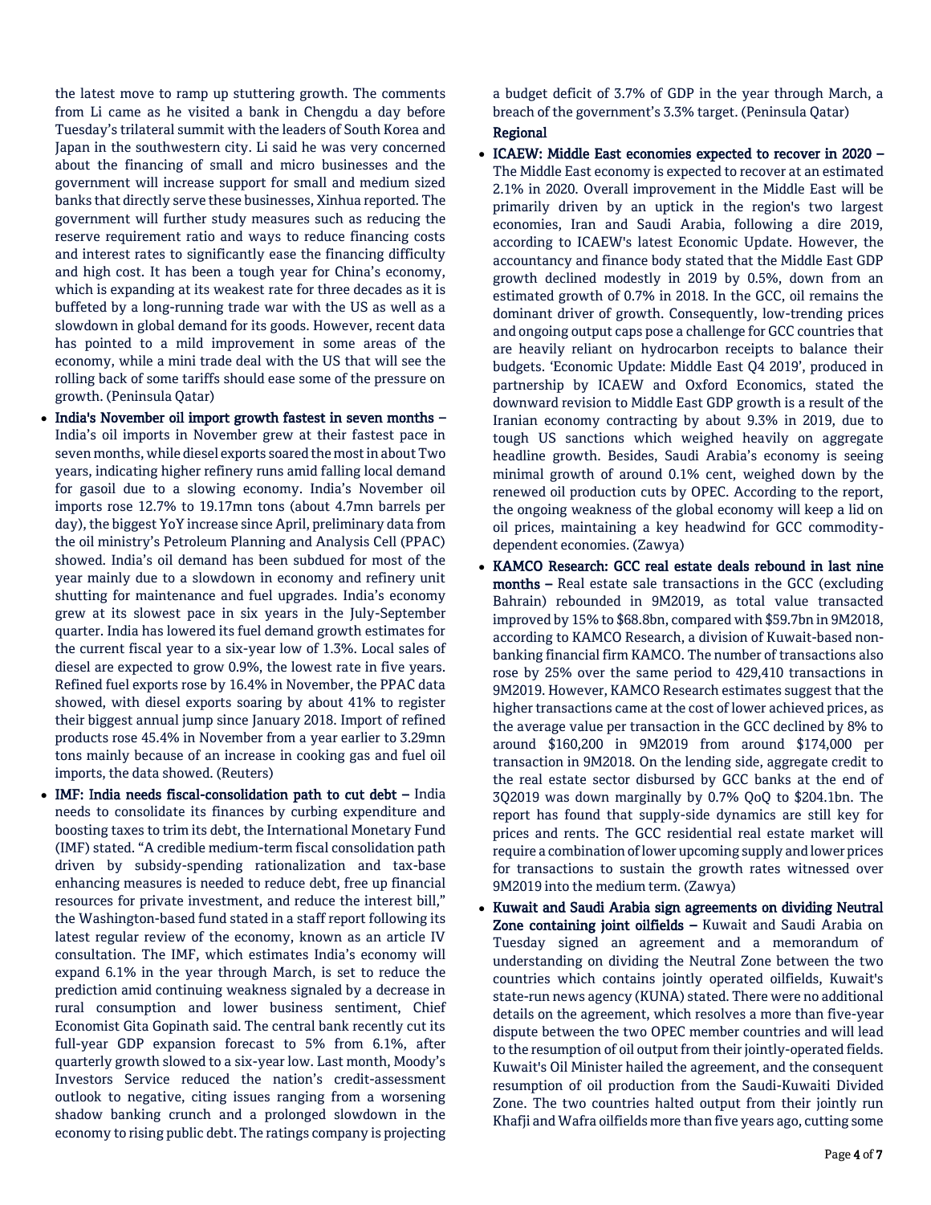the latest move to ramp up stuttering growth. The comments from Li came as he visited a bank in Chengdu a day before Tuesday's trilateral summit with the leaders of South Korea and Japan in the southwestern city. Li said he was very concerned about the financing of small and micro businesses and the government will increase support for small and medium sized banks that directly serve these businesses, Xinhua reported. The government will further study measures such as reducing the reserve requirement ratio and ways to reduce financing costs and interest rates to significantly ease the financing difficulty and high cost. It has been a tough year for China's economy, which is expanding at its weakest rate for three decades as it is buffeted by a long-running trade war with the US as well as a slowdown in global demand for its goods. However, recent data has pointed to a mild improvement in some areas of the economy, while a mini trade deal with the US that will see the rolling back of some tariffs should ease some of the pressure on growth. (Peninsula Qatar)

- **India's November oil import growth fastest in seven months –** India's oil imports in November grew at their fastest pace in seven months, while diesel exports soared the most in about Two years, indicating higher refinery runs amid falling local demand for gasoil due to a slowing economy. India's November oil imports rose 12.7% to 19.17mn tons (about 4.7mn barrels per day), the biggest YoY increase since April, preliminary data from the oil ministry's Petroleum Planning and Analysis Cell (PPAC) showed. India's oil demand has been subdued for most of the year mainly due to a slowdown in economy and refinery unit shutting for maintenance and fuel upgrades. India's economy grew at its slowest pace in six years in the July-September quarter. India has lowered its fuel demand growth estimates for the current fiscal year to a six-year low of 1.3%. Local sales of diesel are expected to grow 0.9%, the lowest rate in five years. Refined fuel exports rose by 16.4% in November, the PPAC data showed, with diesel exports soaring by about 41% to register their biggest annual jump since January 2018. Import of refined products rose 45.4% in November from a year earlier to 3.29mn tons mainly because of an increase in cooking gas and fuel oil imports, the data showed. (Reuters)
- **IMF: India needs fiscal-consolidation path to cut debt –** India needs to consolidate its finances by curbing expenditure and boosting taxes to trim its debt, the International Monetary Fund (IMF) stated. "A credible medium-term fiscal consolidation path driven by subsidy-spending rationalization and tax-base enhancing measures is needed to reduce debt, free up financial resources for private investment, and reduce the interest bill," the Washington-based fund stated in a staff report following its latest regular review of the economy, known as an article IV consultation. The IMF, which estimates India's economy will expand 6.1% in the year through March, is set to reduce the prediction amid continuing weakness signaled by a decrease in rural consumption and lower business sentiment, Chief Economist Gita Gopinath said. The central bank recently cut its full-year GDP expansion forecast to 5% from 6.1%, after quarterly growth slowed to a six-year low. Last month, Moody's Investors Service reduced the nation's credit-assessment outlook to negative, citing issues ranging from a worsening shadow banking crunch and a prolonged slowdown in the economy to rising public debt. The ratings company is projecting a budget deficit of 3.7% of GDP in the year through March, a breach of the government's 3.3% target. (Peninsula Qatar)

## Regional

- **ICAEW: Middle East economies expected to recover in 2020 –** The Middle East economy is expected to recover at an estimated 2.1% in 2020. Overall improvement in the Middle East will be primarily driven by an uptick in the region's two largest economies, Iran and Saudi Arabia, following a dire 2019, according to ICAEW's latest Economic Update. However, the accountancy and finance body stated that the Middle East GDP growth declined modestly in 2019 by 0.5%, down from an estimated growth of 0.7% in 2018. In the GCC, oil remains the dominant driver of growth. Consequently, low-trending prices and ongoing output caps pose a challenge for GCC countries that are heavily reliant on hydrocarbon receipts to balance their budgets. 'Economic Update: Middle East Q4 2019', produced in partnership by ICAEW and Oxford Economics, stated the downward revision to Middle East GDP growth is a result of the Iranian economy contracting by about 9.3% in 2019, due to tough US sanctions which weighed heavily on aggregate headline growth. Besides, Saudi Arabia's economy is seeing minimal growth of around 0.1% cent, weighed down by the renewed oil production cuts by OPEC. According to the report, the ongoing weakness of the global economy will keep a lid on oil prices, maintaining a key headwind for GCC commodity-dependent economies. (Zawya)
- **KAMCO Research: GCC real estate deals rebound in last nine months –** Real estate sale transactions in the GCC (excluding Bahrain) rebounded in 9M2019, as total value transacted improved by 15% to $68.8bn, compared with $59.7bn in 9M2018, according to KAMCO Research, a division of Kuwait-based non-banking financial firm KAMCO. The number of transactions also rose by 25% over the same period to 429,410 transactions in 9M2019. However, KAMCO Research estimates suggest that the higher transactions came at the cost of lower achieved prices, as the average value per transaction in the GCC declined by 8% to around $160,200 in 9M2019 from around $174,000 per transaction in 9M2018. On the lending side, aggregate credit to the real estate sector disbursed by GCC banks at the end of 3Q2019 was down marginally by 0.7% QoQ to $204.1bn. The report has found that supply-side dynamics are still key for prices and rents. The GCC residential real estate market will require a combination of lower upcoming supply and lower prices for transactions to sustain the growth rates witnessed over 9M2019 into the medium term. (Zawya)
- **Kuwait and Saudi Arabia sign agreements on dividing Neutral Zone containing joint oilfields –** Kuwait and Saudi Arabia on Tuesday signed an agreement and a memorandum of understanding on dividing the Neutral Zone between the two countries which contains jointly operated oilfields, Kuwait's state-run news agency (KUNA) stated. There were no additional details on the agreement, which resolves a more than five-year dispute between the two OPEC member countries and will lead to the resumption of oil output from their jointly-operated fields. Kuwait's Oil Minister hailed the agreement, and the consequent resumption of oil production from the Saudi-Kuwaiti Divided Zone. The two countries halted output from their jointly run Khafji and Wafra oilfields more than five years ago, cutting some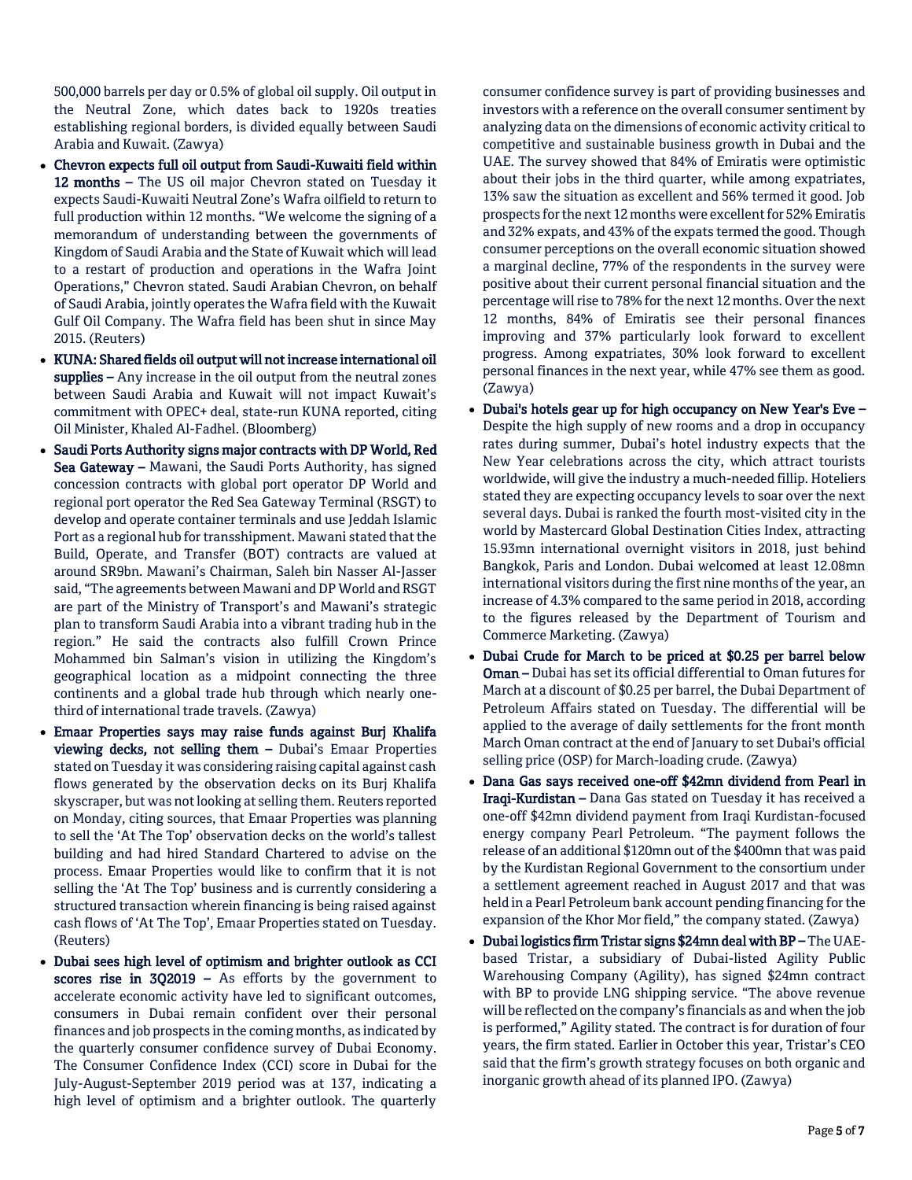500,000 barrels per day or 0.5% of global oil supply. Oil output in the Neutral Zone, which dates back to 1920s treaties establishing regional borders, is divided equally between Saudi Arabia and Kuwait. (Zawya)

- **Chevron expects full oil output from Saudi-Kuwaiti field within 12 months –** The US oil major Chevron stated on Tuesday it expects Saudi-Kuwaiti Neutral Zone's Wafra oilfield to return to full production within 12 months. "We welcome the signing of a memorandum of understanding between the governments of Kingdom of Saudi Arabia and the State of Kuwait which will lead to a restart of production and operations in the Wafra Joint Operations," Chevron stated. Saudi Arabian Chevron, on behalf of Saudi Arabia, jointly operates the Wafra field with the Kuwait Gulf Oil Company. The Wafra field has been shut in since May 2015. (Reuters)
- **KUNA: Shared fields oil output will not increase international oil supplies –** Any increase in the oil output from the neutral zones between Saudi Arabia and Kuwait will not impact Kuwait's commitment with OPEC+ deal, state-run KUNA reported, citing Oil Minister, Khaled Al-Fadhel. (Bloomberg)
- **Saudi Ports Authority signs major contracts with DP World, Red Sea Gateway –** Mawani, the Saudi Ports Authority, has signed concession contracts with global port operator DP World and regional port operator the Red Sea Gateway Terminal (RSGT) to develop and operate container terminals and use Jeddah Islamic Port as a regional hub for transshipment. Mawani stated that the Build, Operate, and Transfer (BOT) contracts are valued at around SR9bn. Mawani's Chairman, Saleh bin Nasser Al-Jasser said, "The agreements between Mawani and DP World and RSGT are part of the Ministry of Transport's and Mawani's strategic plan to transform Saudi Arabia into a vibrant trading hub in the region." He said the contracts also fulfill Crown Prince Mohammed bin Salman's vision in utilizing the Kingdom's geographical location as a midpoint connecting the three continents and a global trade hub through which nearly one-third of international trade travels. (Zawya)
- **Emaar Properties says may raise funds against Burj Khalifa viewing decks, not selling them –** Dubai's Emaar Properties stated on Tuesday it was considering raising capital against cash flows generated by the observation decks on its Burj Khalifa skyscraper, but was not looking at selling them. Reuters reported on Monday, citing sources, that Emaar Properties was planning to sell the 'At The Top' observation decks on the world's tallest building and had hired Standard Chartered to advise on the process. Emaar Properties would like to confirm that it is not selling the 'At The Top' business and is currently considering a structured transaction wherein financing is being raised against cash flows of 'At The Top', Emaar Properties stated on Tuesday. (Reuters)
- **Dubai sees high level of optimism and brighter outlook as CCI scores rise in 3Q2019 –** As efforts by the government to accelerate economic activity have led to significant outcomes, consumers in Dubai remain confident over their personal finances and job prospects in the coming months, as indicated by the quarterly consumer confidence survey of Dubai Economy. The Consumer Confidence Index (CCI) score in Dubai for the July-August-September 2019 period was at 137, indicating a high level of optimism and a brighter outlook. The quarterly consumer confidence survey is part of providing businesses and investors with a reference on the overall consumer sentiment by analyzing data on the dimensions of economic activity critical to competitive and sustainable business growth in Dubai and the UAE. The survey showed that 84% of Emiratis were optimistic about their jobs in the third quarter, while among expatriates, 13% saw the situation as excellent and 56% termed it good. Job prospects for the next 12 months were excellent for 52% Emiratis and 32% expats, and 43% of the expats termed the good. Though consumer perceptions on the overall economic situation showed a marginal decline, 77% of the respondents in the survey were positive about their current personal financial situation and the percentage will rise to 78% for the next 12 months. Over the next 12 months, 84% of Emiratis see their personal finances improving and 37% particularly look forward to excellent progress. Among expatriates, 30% look forward to excellent personal finances in the next year, while 47% see them as good. (Zawya)
- **Dubai's hotels gear up for high occupancy on New Year's Eve –** Despite the high supply of new rooms and a drop in occupancy rates during summer, Dubai's hotel industry expects that the New Year celebrations across the city, which attract tourists worldwide, will give the industry a much-needed fillip. Hoteliers stated they are expecting occupancy levels to soar over the next several days. Dubai is ranked the fourth most-visited city in the world by Mastercard Global Destination Cities Index, attracting 15.93mn international overnight visitors in 2018, just behind Bangkok, Paris and London. Dubai welcomed at least 12.08mn international visitors during the first nine months of the year, an increase of 4.3% compared to the same period in 2018, according to the figures released by the Department of Tourism and Commerce Marketing. (Zawya)
- **Dubai Crude for March to be priced at $0.25 per barrel below Oman –** Dubai has set its official differential to Oman futures for March at a discount of $0.25 per barrel, the Dubai Department of Petroleum Affairs stated on Tuesday. The differential will be applied to the average of daily settlements for the front month March Oman contract at the end of January to set Dubai's official selling price (OSP) for March-loading crude. (Zawya)
- **Dana Gas says received one-off $42mn dividend from Pearl in Iraqi-Kurdistan –** Dana Gas stated on Tuesday it has received a one-off $42mn dividend payment from Iraqi Kurdistan-focused energy company Pearl Petroleum. "The payment follows the release of an additional $120mn out of the $400mn that was paid by the Kurdistan Regional Government to the consortium under a settlement agreement reached in August 2017 and that was held in a Pearl Petroleum bank account pending financing for the expansion of the Khor Mor field," the company stated. (Zawya)
- **Dubai logistics firm Tristar signs $24mn deal with BP –** The UAE-based Tristar, a subsidiary of Dubai-listed Agility Public Warehousing Company (Agility), has signed $24mn contract with BP to provide LNG shipping service. "The above revenue will be reflected on the company's financials as and when the job is performed," Agility stated. The contract is for duration of four years, the firm stated. Earlier in October this year, Tristar's CEO said that the firm's growth strategy focuses on both organic and inorganic growth ahead of its planned IPO. (Zawya)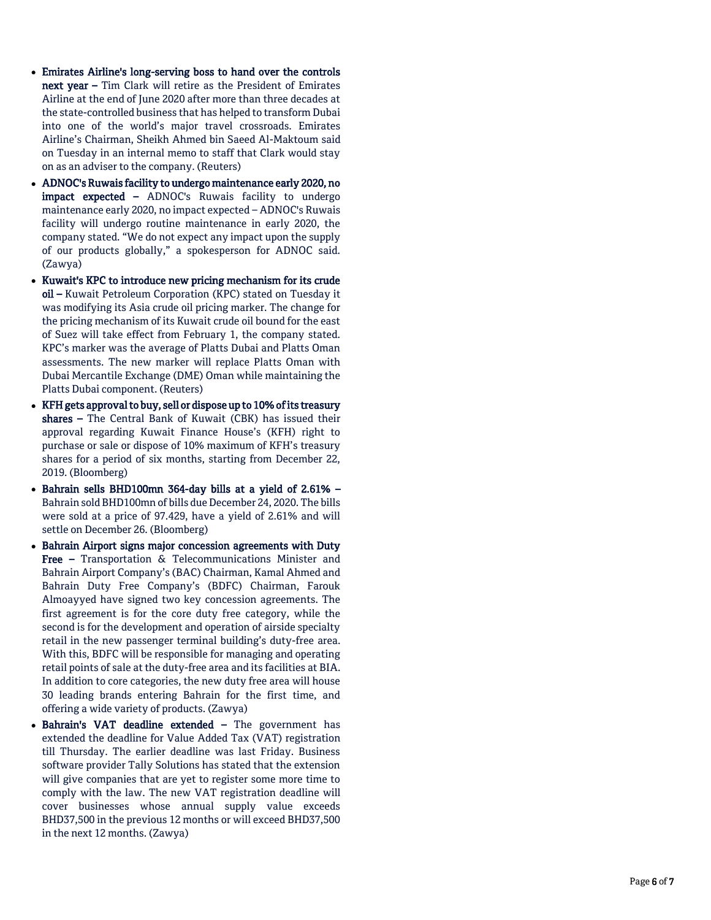- **Emirates Airline's long-serving boss to hand over the controls next year –** Tim Clark will retire as the President of Emirates Airline at the end of June 2020 after more than three decades at the state-controlled business that has helped to transform Dubai into one of the world's major travel crossroads. Emirates Airline's Chairman, Sheikh Ahmed bin Saeed Al-Maktoum said on Tuesday in an internal memo to staff that Clark would stay on as an adviser to the company. (Reuters)
- **ADNOC's Ruwais facility to undergo maintenance early 2020, no impact expected –** ADNOC's Ruwais facility to undergo maintenance early 2020, no impact expected – ADNOC's Ruwais facility will undergo routine maintenance in early 2020, the company stated. "We do not expect any impact upon the supply of our products globally," a spokesperson for ADNOC said. (Zawya)
- **Kuwait's KPC to introduce new pricing mechanism for its crude oil –** Kuwait Petroleum Corporation (KPC) stated on Tuesday it was modifying its Asia crude oil pricing marker. The change for the pricing mechanism of its Kuwait crude oil bound for the east of Suez will take effect from February 1, the company stated. KPC's marker was the average of Platts Dubai and Platts Oman assessments. The new marker will replace Platts Oman with Dubai Mercantile Exchange (DME) Oman while maintaining the Platts Dubai component. (Reuters)
- **KFH gets approval to buy, sell or dispose up to 10% of its treasury shares –** The Central Bank of Kuwait (CBK) has issued their approval regarding Kuwait Finance House's (KFH) right to purchase or sale or dispose of 10% maximum of KFH's treasury shares for a period of six months, starting from December 22, 2019. (Bloomberg)
- **Bahrain sells BHD100mn 364-day bills at a yield of 2.61% –** Bahrain sold BHD100mn of bills due December 24, 2020. The bills were sold at a price of 97.429, have a yield of 2.61% and will settle on December 26. (Bloomberg)
- **Bahrain Airport signs major concession agreements with Duty Free –** Transportation & Telecommunications Minister and Bahrain Airport Company's (BAC) Chairman, Kamal Ahmed and Bahrain Duty Free Company's (BDFC) Chairman, Farouk Almoayyed have signed two key concession agreements. The first agreement is for the core duty free category, while the second is for the development and operation of airside specialty retail in the new passenger terminal building's duty-free area. With this, BDFC will be responsible for managing and operating retail points of sale at the duty-free area and its facilities at BIA. In addition to core categories, the new duty free area will house 30 leading brands entering Bahrain for the first time, and offering a wide variety of products. (Zawya)
- **Bahrain's VAT deadline extended –** The government has extended the deadline for Value Added Tax (VAT) registration till Thursday. The earlier deadline was last Friday. Business software provider Tally Solutions has stated that the extension will give companies that are yet to register some more time to comply with the law. The new VAT registration deadline will cover businesses whose annual supply value exceeds BHD37,500 in the previous 12 months or will exceed BHD37,500 in the next 12 months. (Zawya)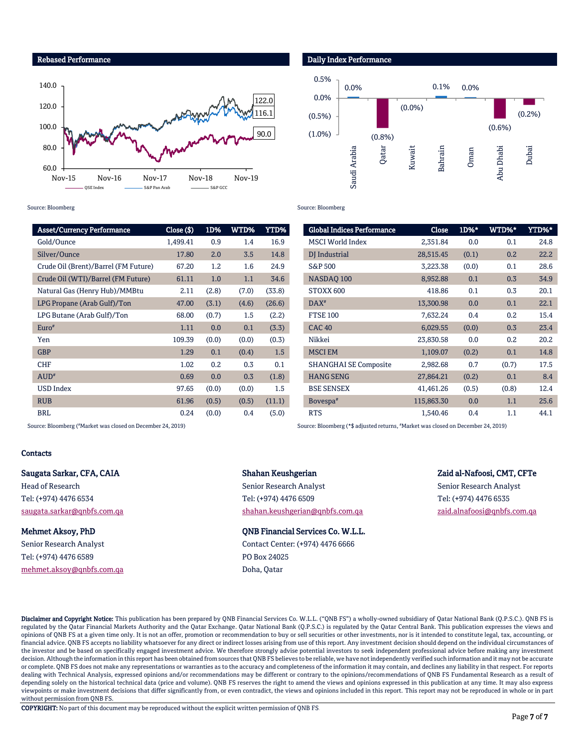### Rebased Performance

140.0
120.0
100.0
80.0
60.0

Nov-15 Nov-16 Nov-17 Nov-18 Nov-19

122.0
116.1
90.0

QSE Index — S&P Pan Arab — S&P GCC

Source: Bloomberg

### Daily Index Performance

0.5%
0.0%
(0.5%)
(1.0%)

Saudi Arabia 0.0%
Qatar (0.8%)
Kuwait (0.0%)
Bahrain 0.1%
Oman 0.0%
Abu Dhabi (0.6%)
Dubai (0.2%)

Source: Bloomberg

| Asset/Currency Performance | Close ($) | 1D% | WTD% | YTD% |
|---|---|---|---|---|
| Gold/Ounce | 1,499.41 | 0.9 | 1.4 | 16.9 |
| Silver/Ounce | 17.80 | 2.0 | 3.5 | 14.8 |
| Crude Oil (Brent)/Barrel (FM Future) | 67.20 | 1.2 | 1.6 | 24.9 |
| Crude Oil (WTI)/Barrel (FM Future) | 61.11 | 1.0 | 1.1 | 34.6 |
| Natural Gas (Henry Hub)/MMBtu | 2.11 | (2.8) | (7.0) | (33.8) |
| LPG Propane (Arab Gulf)/Ton | 47.00 | (3.1) | (4.6) | (26.6) |
| LPG Butane (Arab Gulf)/Ton | 68.00 | (0.7) | 1.5 | (2.2) |
| Euro# | 1.11 | 0.0 | 0.1 | (3.3) |
| Yen | 109.39 | (0.0) | (0.0) | (0.3) |
| GBP | 1.29 | 0.1 | (0.4) | 1.5 |
| CHF | 1.02 | 0.2 | 0.3 | 0.1 |
| AUD# | 0.69 | 0.0 | 0.3 | (1.8) |
| USD Index | 97.65 | (0.0) | (0.0) | 1.5 |
| RUB | 61.96 | (0.5) | (0.5) | (11.1) |
| BRL | 0.24 | (0.0) | 0.4 | (5.0) |

Source: Bloomberg (#Market was closed on December 24, 2019)

| Global Indices Performance | Close | 1D%* | WTD%* | YTD%* |
|---|---|---|---|---|
| MSCI World Index | 2,351.84 | 0.0 | 0.1 | 24.8 |
| DJ Industrial | 28,515.45 | (0.1) | 0.2 | 22.2 |
| S&P 500 | 3,223.38 | (0.0) | 0.1 | 28.6 |
| NASDAQ 100 | 8,952.88 | 0.1 | 0.3 | 34.9 |
| STOXX 600 | 418.86 | 0.1 | 0.3 | 20.1 |
| DAX# | 13,300.98 | 0.0 | 0.1 | 22.1 |
| FTSE 100 | 7,632.24 | 0.4 | 0.2 | 15.4 |
| CAC 40 | 6,029.55 | (0.0) | 0.3 | 23.4 |
| Nikkei | 23,830.58 | 0.0 | 0.2 | 20.2 |
| MSCI EM | 1,109.07 | (0.2) | 0.1 | 14.8 |
| SHANGHAI SE Composite | 2,982.68 | 0.7 | (0.7) | 17.5 |
| HANG SENG | 27,864.21 | (0.2) | 0.1 | 8.4 |
| BSE SENSEX | 41,461.26 | (0.5) | (0.8) | 12.4 |
| Bovespa# | 115,863.30 | 0.0 | 1.1 | 25.6 |
| RTS | 1,540.46 | 0.4 | 1.1 | 44.1 |

Source: Bloomberg (*$ adjusted returns, #Market was closed on December 24, 2019)

## Contacts

**Saugata Sarkar, CFA, CAIA**
Head of Research
Tel: (+974) 4476 6534
saugata.sarkar@qnbfs.com.qa

**Shahan Keushgerian**
Senior Research Analyst
Tel: (+974) 4476 6509
shahan.keushgerian@qnbfs.com.qa

**Zaid al-Nafoosi, CMT, CFTe**
Senior Research Analyst
Tel: (+974) 4476 6535
zaid.alnafoosi@qnbfs.com.qa

**Mehmet Aksoy, PhD**
Senior Research Analyst
Tel: (+974) 4476 6589
mehmet.aksoy@qnbfs.com.qa

**QNB Financial Services Co. W.L.L.**
Contact Center: (+974) 4476 6666
PO Box 24025
Doha, Qatar

**Disclaimer and Copyright Notice:** This publication has been prepared by QNB Financial Services Co. W.L.L. ("QNB FS") a wholly-owned subsidiary of Qatar National Bank (Q.P.S.C.). QNB FS is regulated by the Qatar Financial Markets Authority and the Qatar Exchange. Qatar National Bank (Q.P.S.C.) is regulated by the Qatar Central Bank. This publication expresses the views and opinions of QNB FS at a given time only. It is not an offer, promotion or recommendation to buy or sell securities or other investments, nor is it intended to constitute legal, tax, accounting, or financial advice. QNB FS accepts no liability whatsoever for any direct or indirect losses arising from use of this report. Any investment decision should depend on the individual circumstances of the investor and be based on specifically engaged investment advice. We therefore strongly advise potential investors to seek independent professional advice before making any investment decision. Although the information in this report has been obtained from sources that QNB FS believes to be reliable, we have not independently verified such information and it may not be accurate or complete. QNB FS does not make any representations or warranties as to the accuracy and completeness of the information it may contain, and declines any liability in that respect. For reports dealing with Technical Analysis, expressed opinions and/or recommendations may be different or contrary to the opinions/recommendations of QNB FS Fundamental Research as a result of depending solely on the historical technical data (price and volume). QNB FS reserves the right to amend the views and opinions expressed in this publication at any time. It may also express viewpoints or make investment decisions that differ significantly from, or even contradict, the views and opinions included in this report. This report may not be reproduced in whole or in part without permission from QNB FS.

**COPYRIGHT:** No part of this document may be reproduced without the explicit written permission of QNB FS